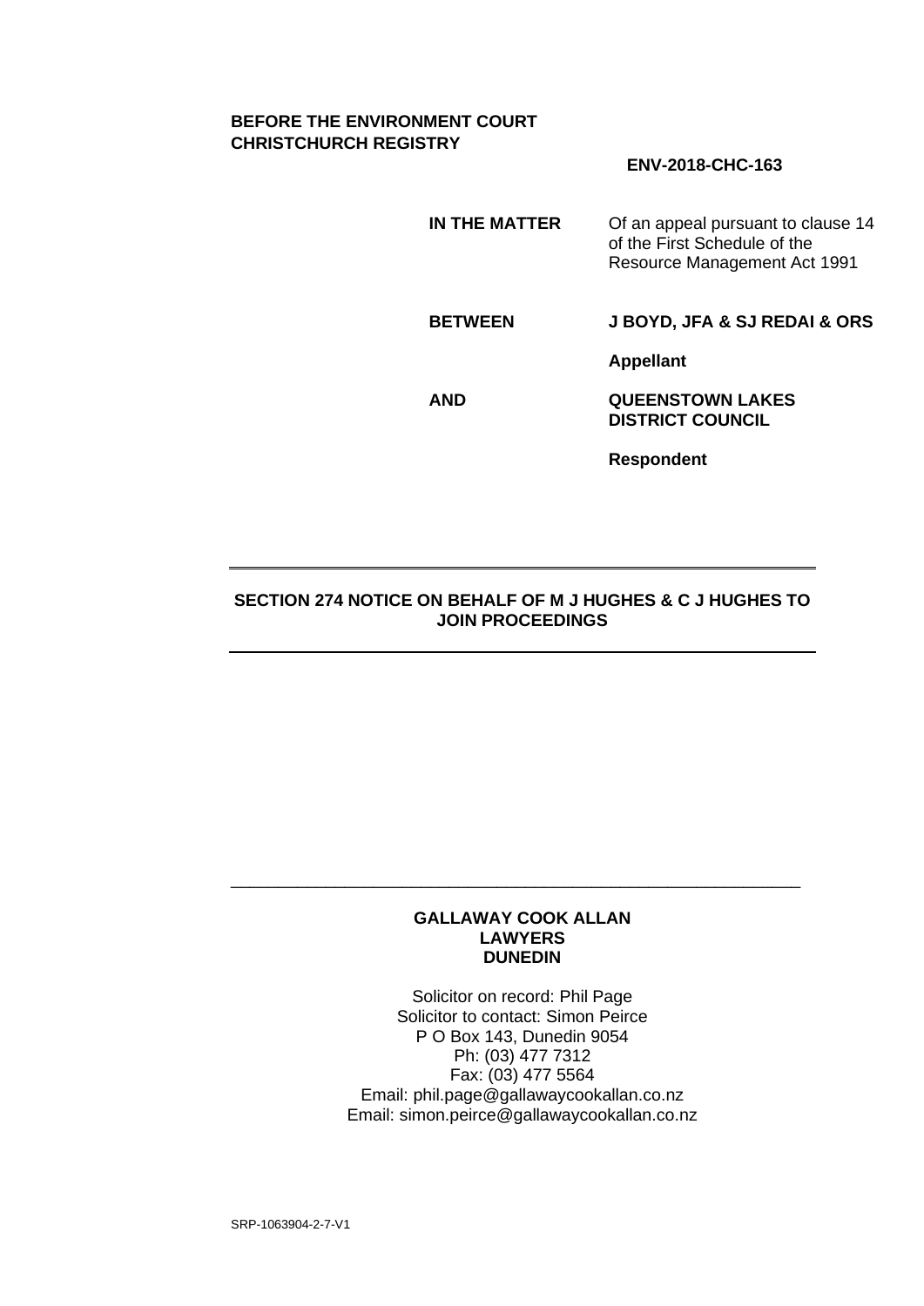**BEFORE THE ENVIRONMENT COURT**
**CHRISTCHURCH REGISTRY**

**ENV-2018-CHC-163**

| | |
|---|---|
| **IN THE MATTER** | Of an appeal pursuant to clause 14 of the First Schedule of the Resource Management Act 1991 |
| **BETWEEN** | **J BOYD, JFA & SJ REDAI & ORS** |
| | **Appellant** |
| **AND** | **QUEENSTOWN LAKES DISTRICT COUNCIL** |
| | **Respondent** |

---

**SECTION 274 NOTICE ON BEHALF OF M J HUGHES & C J HUGHES TO JOIN PROCEEDINGS**

---

**GALLAWAY COOK ALLAN**
**LAWYERS**
**DUNEDIN**

Solicitor on record: Phil Page
Solicitor to contact: Simon Peirce
P O Box 143, Dunedin 9054
Ph: (03) 477 7312
Fax: (03) 477 5564
Email: phil.page@gallawaycookallan.co.nz
Email: simon.peirce@gallawaycookallan.co.nz

SRP-1063904-2-7-V1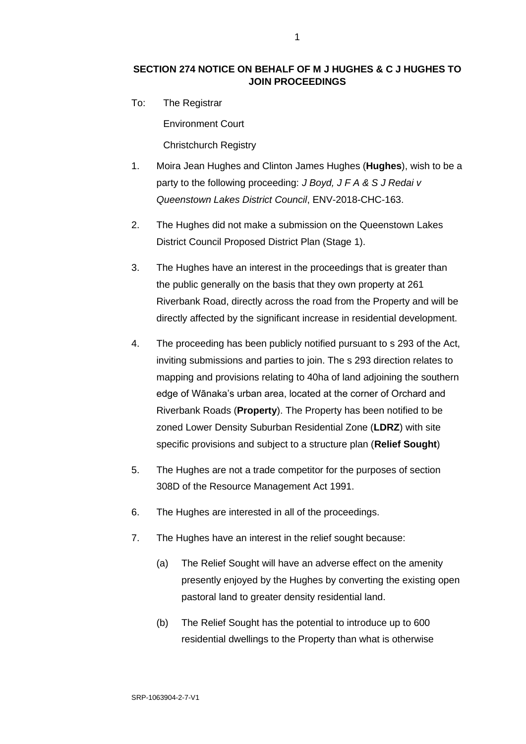**SECTION 274 NOTICE ON BEHALF OF M J HUGHES & C J HUGHES TO JOIN PROCEEDINGS**

To: The Registrar

Environment Court

Christchurch Registry

1. Moira Jean Hughes and Clinton James Hughes (**Hughes**), wish to be a party to the following proceeding: *J Boyd, J F A & S J Redai v Queenstown Lakes District Council*, ENV-2018-CHC-163.

2. The Hughes did not make a submission on the Queenstown Lakes District Council Proposed District Plan (Stage 1).

3. The Hughes have an interest in the proceedings that is greater than the public generally on the basis that they own property at 261 Riverbank Road, directly across the road from the Property and will be directly affected by the significant increase in residential development.

4. The proceeding has been publicly notified pursuant to s 293 of the Act, inviting submissions and parties to join. The s 293 direction relates to mapping and provisions relating to 40ha of land adjoining the southern edge of Wānaka's urban area, located at the corner of Orchard and Riverbank Roads (**Property**). The Property has been notified to be zoned Lower Density Suburban Residential Zone (**LDRZ**) with site specific provisions and subject to a structure plan (**Relief Sought**)

5. The Hughes are not a trade competitor for the purposes of section 308D of the Resource Management Act 1991.

6. The Hughes are interested in all of the proceedings.

7. The Hughes have an interest in the relief sought because:

   (a) The Relief Sought will have an adverse effect on the amenity presently enjoyed by the Hughes by converting the existing open pastoral land to greater density residential land.

   (b) The Relief Sought has the potential to introduce up to 600 residential dwellings to the Property than what is otherwise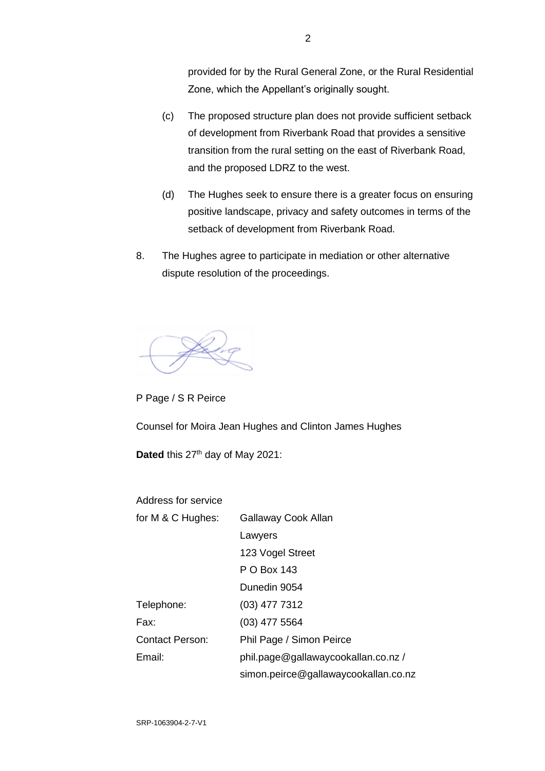provided for by the Rural General Zone, or the Rural Residential Zone, which the Appellant's originally sought.

(c) The proposed structure plan does not provide sufficient setback of development from Riverbank Road that provides a sensitive transition from the rural setting on the east of Riverbank Road, and the proposed LDRZ to the west.

(d) The Hughes seek to ensure there is a greater focus on ensuring positive landscape, privacy and safety outcomes in terms of the setback of development from Riverbank Road.

8. The Hughes agree to participate in mediation or other alternative dispute resolution of the proceedings.

P Page / S R Peirce

Counsel for Moira Jean Hughes and Clinton James Hughes

**Dated** this 27th day of May 2021:

| | |
|---|---|
| Address for service for M & C Hughes: | Gallaway Cook Allan Lawyers<br>123 Vogel Street<br>P O Box 143<br>Dunedin 9054 |
| Telephone: | (03) 477 7312 |
| Fax: | (03) 477 5564 |
| Contact Person: | Phil Page / Simon Peirce |
| Email: | phil.page@gallawaycookallan.co.nz /<br>simon.peirce@gallawaycookallan.co.nz |

SRP-1063904-2-7-V1